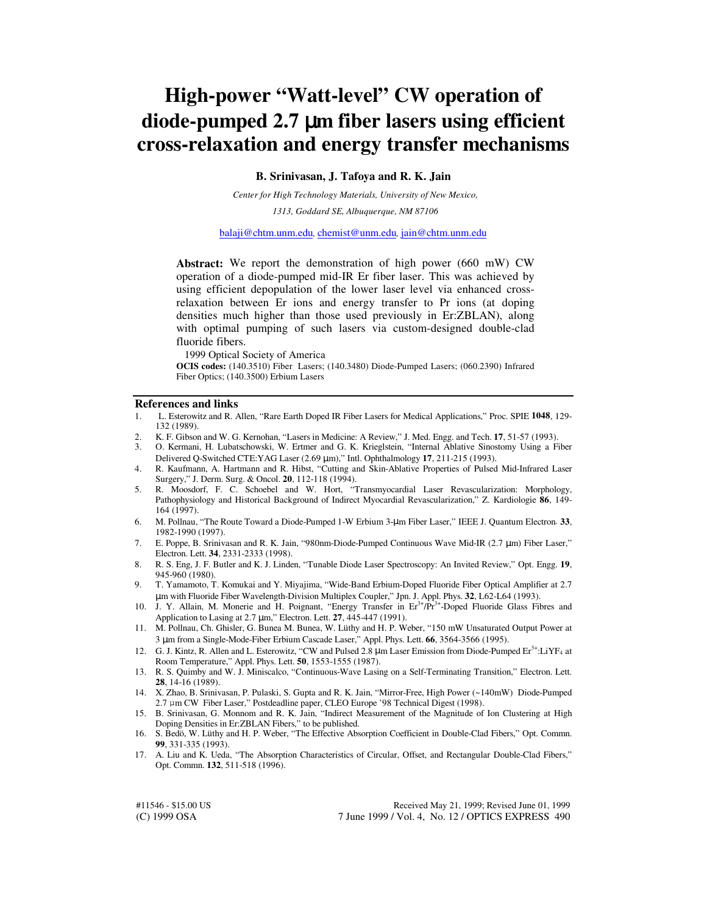# High-power "Watt-level" CW operation of diode-pumped 2.7 μm fiber lasers using efficient cross-relaxation and energy transfer mechanisms

**B. Srinivasan, J. Tafoya and R. K. Jain**

*Center for High Technology Materials, University of New Mexico,*

*1313, Goddard SE, Albuquerque, NM 87106*

balaji@chtm.unm.edu, chemist@unm.edu, jain@chtm.unm.edu

**Abstract:** We report the demonstration of high power (660 mW) CW operation of a diode-pumped mid-IR Er fiber laser. This was achieved by using efficient depopulation of the lower laser level via enhanced cross-relaxation between Er ions and energy transfer to Pr ions (at doping densities much higher than those used previously in Er:ZBLAN), along with optimal pumping of such lasers via custom-designed double-clad fluoride fibers.

1999 Optical Society of America

**OCIS codes:** (140.3510) Fiber Lasers; (140.3480) Diode-Pumped Lasers; (060.2390) Infrared Fiber Optics; (140.3500) Erbium Lasers

## References and links

1. L. Esterowitz and R. Allen, "Rare Earth Doped IR Fiber Lasers for Medical Applications," Proc. SPIE **1048**, 129-132 (1989).
2. K. F. Gibson and W. G. Kernohan, "Lasers in Medicine: A Review," J. Med. Engg. and Tech. **17**, 51-57 (1993).
3. O. Kermani, H. Lubatschowski, W. Ertmer and G. K. Krieglstein, "Internal Ablative Sinostomy Using a Fiber Delivered Q-Switched CTE:YAG Laser (2.69 μm)," Intl. Ophthalmology **17**, 211-215 (1993).
4. R. Kaufmann, A. Hartmann and R. Hibst, "Cutting and Skin-Ablative Properties of Pulsed Mid-Infrared Laser Surgery," J. Derm. Surg. & Oncol. **20**, 112-118 (1994).
5. R. Moosdorf, F. C. Schoebel and W. Hort, "Transmyocardial Laser Revascularization: Morphology, Pathophysiology and Historical Background of Indirect Myocardial Revascularization," Z. Kardiologie **86**, 149-164 (1997).
6. M. Pollnau, "The Route Toward a Diode-Pumped 1-W Erbium 3-μm Fiber Laser," IEEE J. Quantum Electron. **33**, 1982-1990 (1997).
7. E. Poppe, B. Srinivasan and R. K. Jain, "980nm-Diode-Pumped Continuous Wave Mid-IR (2.7 μm) Fiber Laser," Electron. Lett. **34**, 2331-2333 (1998).
8. R. S. Eng, J. F. Butler and K. J. Linden, "Tunable Diode Laser Spectroscopy: An Invited Review," Opt. Engg. **19**, 945-960 (1980).
9. T. Yamamoto, T. Komukai and Y. Miyajima, "Wide-Band Erbium-Doped Fluoride Fiber Optical Amplifier at 2.7 μm with Fluoride Fiber Wavelength-Division Multiplex Coupler," Jpn. J. Appl. Phys. **32**, L62-L64 (1993).
10. J. Y. Allain, M. Monerie and H. Poignant, "Energy Transfer in $Er^{3+}/Pr^{3+}$-Doped Fluoride Glass Fibres and Application to Lasing at 2.7 μm," Electron. Lett. **27**, 445-447 (1991).
11. M. Pollnau, Ch. Ghisler, G. Bunea M. Bunea, W. Lüthy and H. P. Weber, "150 mW Unsaturated Output Power at 3 μm from a Single-Mode-Fiber Erbium Cascade Laser," Appl. Phys. Lett. **66**, 3564-3566 (1995).
12. G. J. Kintz, R. Allen and L. Esterowitz, "CW and Pulsed 2.8 μm Laser Emission from Diode-Pumped $Er^{3+}$:$LiYF_4$ at Room Temperature," Appl. Phys. Lett. **50**, 1553-1555 (1987).
13. R. S. Quimby and W. J. Miniscalco, "Continuous-Wave Lasing on a Self-Terminating Transition," Electron. Lett. **28**, 14-16 (1989).
14. X. Zhao, B. Srinivasan, P. Pulaski, S. Gupta and R. K. Jain, "Mirror-Free, High Power (~140mW) Diode-Pumped 2.7 μm CW Fiber Laser," Postdeadline paper, CLEO Europe '98 Technical Digest (1998).
15. B. Srinivasan, G. Monnom and R. K. Jain, "Indirect Measurement of the Magnitude of Ion Clustering at High Doping Densities in Er:ZBLAN Fibers," to be published.
16. S. Bedö, W. Lüthy and H. P. Weber, "The Effective Absorption Coefficient in Double-Clad Fibers," Opt. Commn. **99**, 331-335 (1993).
17. A. Liu and K. Ueda, "The Absorption Characteristics of Circular, Offset, and Rectangular Double-Clad Fibers," Opt. Commn. **132**, 511-518 (1996).

#11546 - $15.00 US
(C) 1999 OSA

Received May 21, 1999; Revised June 01, 1999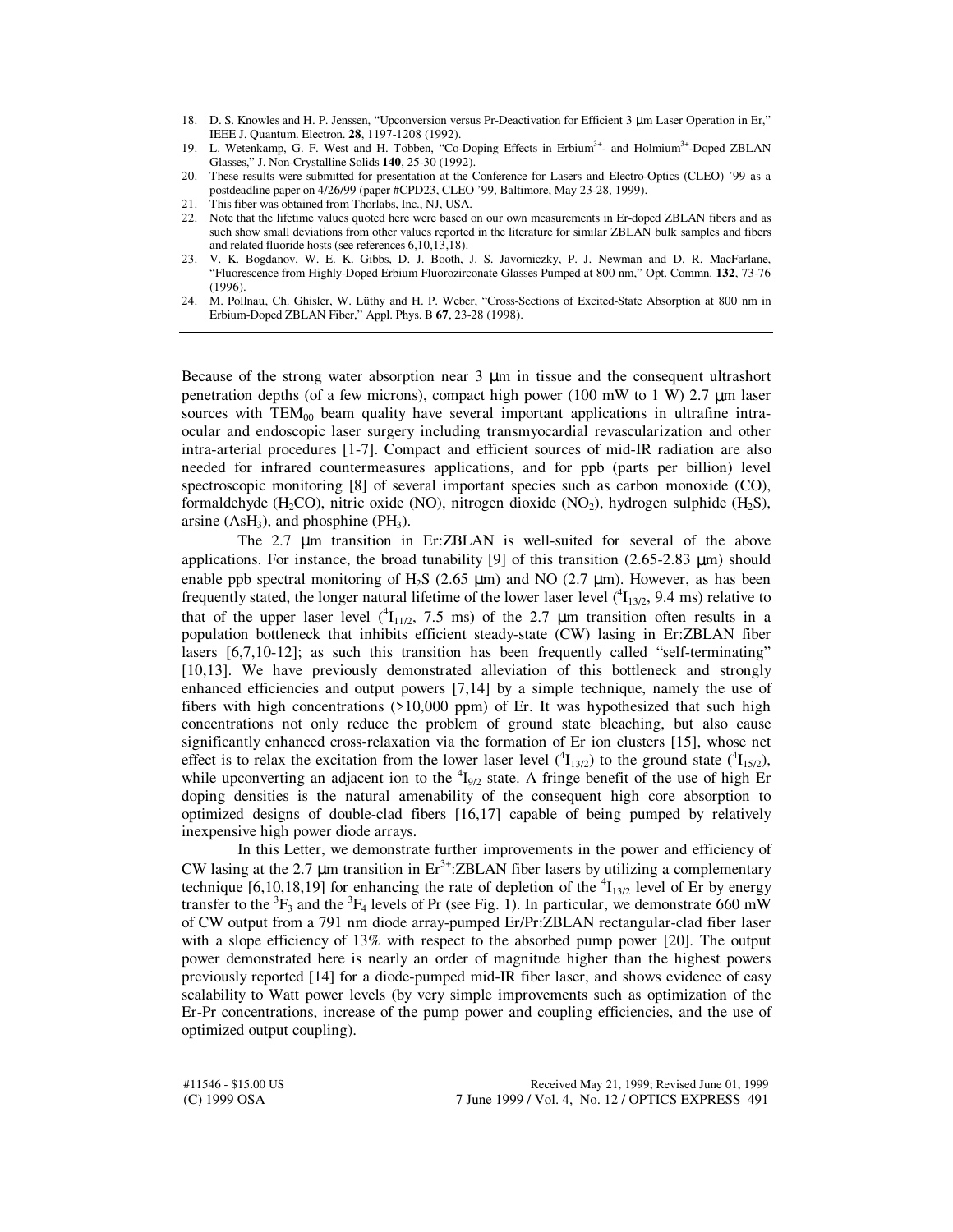18. D. S. Knowles and H. P. Jenssen, "Upconversion versus Pr-Deactivation for Efficient 3 µm Laser Operation in Er," IEEE J. Quantum. Electron. **28**, 1197-1208 (1992).
19. L. Wetenkamp, G. F. West and H. Többen, "Co-Doping Effects in Erbium$^{3+}$- and Holmium$^{3+}$-Doped ZBLAN Glasses," J. Non-Crystalline Solids **140**, 25-30 (1992).
20. These results were submitted for presentation at the Conference for Lasers and Electro-Optics (CLEO) '99 as a postdeadline paper on 4/26/99 (paper #CPD23, CLEO '99, Baltimore, May 23-28, 1999).
21. This fiber was obtained from Thorlabs, Inc., NJ, USA.
22. Note that the lifetime values quoted here were based on our own measurements in Er-doped ZBLAN fibers and as such show small deviations from other values reported in the literature for similar ZBLAN bulk samples and fibers and related fluoride hosts (see references 6,10,13,18).
23. V. K. Bogdanov, W. E. K. Gibbs, D. J. Booth, J. S. Javorniczky, P. J. Newman and D. R. MacFarlane, "Fluorescence from Highly-Doped Erbium Fluorozirconate Glasses Pumped at 800 nm," Opt. Commn. **132**, 73-76 (1996).
24. M. Pollnau, Ch. Ghisler, W. Lüthy and H. P. Weber, "Cross-Sections of Excited-State Absorption at 800 nm in Erbium-Doped ZBLAN Fiber," Appl. Phys. B **67**, 23-28 (1998).

---

Because of the strong water absorption near 3 µm in tissue and the consequent ultrashort penetration depths (of a few microns), compact high power (100 mW to 1 W) 2.7 µm laser sources with $TEM_{00}$ beam quality have several important applications in ultrafine intra-ocular and endoscopic laser surgery including transmyocardial revascularization and other intra-arterial procedures [1-7]. Compact and efficient sources of mid-IR radiation are also needed for infrared countermeasures applications, and for ppb (parts per billion) level spectroscopic monitoring [8] of several important species such as carbon monoxide (CO), formaldehyde ($H_2CO$), nitric oxide (NO), nitrogen dioxide ($NO_2$), hydrogen sulphide ($H_2S$), arsine ($AsH_3$), and phosphine ($PH_3$).

The 2.7 µm transition in Er:ZBLAN is well-suited for several of the above applications. For instance, the broad tunability [9] of this transition (2.65-2.83 µm) should enable ppb spectral monitoring of $H_2S$ (2.65 µm) and NO (2.7 µm). However, as has been frequently stated, the longer natural lifetime of the lower laser level ($^4I_{13/2}$, 9.4 ms) relative to that of the upper laser level ($^4I_{11/2}$, 7.5 ms) of the 2.7 µm transition often results in a population bottleneck that inhibits efficient steady-state (CW) lasing in Er:ZBLAN fiber lasers [6,7,10-12]; as such this transition has been frequently called "self-terminating" [10,13]. We have previously demonstrated alleviation of this bottleneck and strongly enhanced efficiencies and output powers [7,14] by a simple technique, namely the use of fibers with high concentrations (>10,000 ppm) of Er. It was hypothesized that such high concentrations not only reduce the problem of ground state bleaching, but also cause significantly enhanced cross-relaxation via the formation of Er ion clusters [15], whose net effect is to relax the excitation from the lower laser level ($^4I_{13/2}$) to the ground state ($^4I_{15/2}$), while upconverting an adjacent ion to the $^4I_{9/2}$ state. A fringe benefit of the use of high Er doping densities is the natural amenability of the consequent high core absorption to optimized designs of double-clad fibers [16,17] capable of being pumped by relatively inexpensive high power diode arrays.

In this Letter, we demonstrate further improvements in the power and efficiency of CW lasing at the 2.7 µm transition in $Er^{3+}$:ZBLAN fiber lasers by utilizing a complementary technique [6,10,18,19] for enhancing the rate of depletion of the $^4I_{13/2}$ level of Er by energy transfer to the $^3F_3$ and the $^3F_4$ levels of Pr (see Fig. 1). In particular, we demonstrate 660 mW of CW output from a 791 nm diode array-pumped Er/Pr:ZBLAN rectangular-clad fiber laser with a slope efficiency of 13% with respect to the absorbed pump power [20]. The output power demonstrated here is nearly an order of magnitude higher than the highest powers previously reported [14] for a diode-pumped mid-IR fiber laser, and shows evidence of easy scalability to Watt power levels (by very simple improvements such as optimization of the Er-Pr concentrations, increase of the pump power and coupling efficiencies, and the use of optimized output coupling).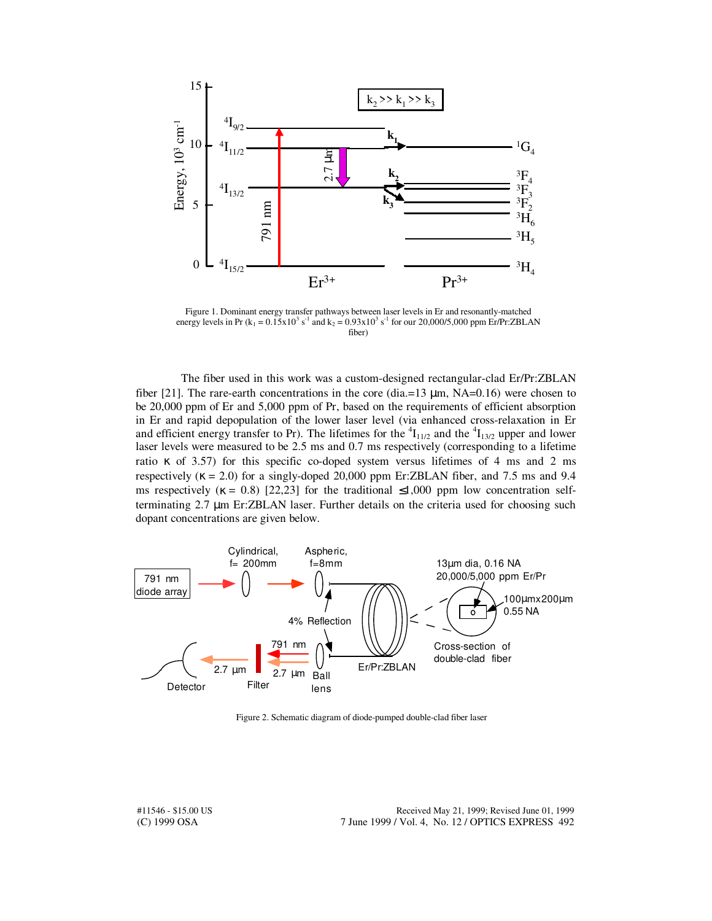Figure 1. Dominant energy transfer pathways between laser levels in Er and resonantly-matched energy levels in Pr ($k_1 = 0.15 \times 10^3$ $s^{-1}$ and $k_2 = 0.93 \times 10^3$ $s^{-1}$ for our 20,000/5,000 ppm Er/Pr:ZBLAN fiber)

The fiber used in this work was a custom-designed rectangular-clad Er/Pr:ZBLAN fiber [21]. The rare-earth concentrations in the core (dia.=13 µm, NA=0.16) were chosen to be 20,000 ppm of Er and 5,000 ppm of Pr, based on the requirements of efficient absorption in Er and rapid depopulation of the lower laser level (via enhanced cross-relaxation in Er and efficient energy transfer to Pr). The lifetimes for the $^4I_{11/2}$ and the $^4I_{13/2}$ upper and lower laser levels were measured to be 2.5 ms and 0.7 ms respectively (corresponding to a lifetime ratio $\kappa$ of 3.57) for this specific co-doped system versus lifetimes of 4 ms and 2 ms respectively ($\kappa = 2.0$) for a singly-doped 20,000 ppm Er:ZBLAN fiber, and 7.5 ms and 9.4 ms respectively ($\kappa = 0.8$) [22,23] for the traditional $\leq$1,000 ppm low concentration self-terminating 2.7 µm Er:ZBLAN laser. Further details on the criteria used for choosing such dopant concentrations are given below.

Figure 2. Schematic diagram of diode-pumped double-clad fiber laser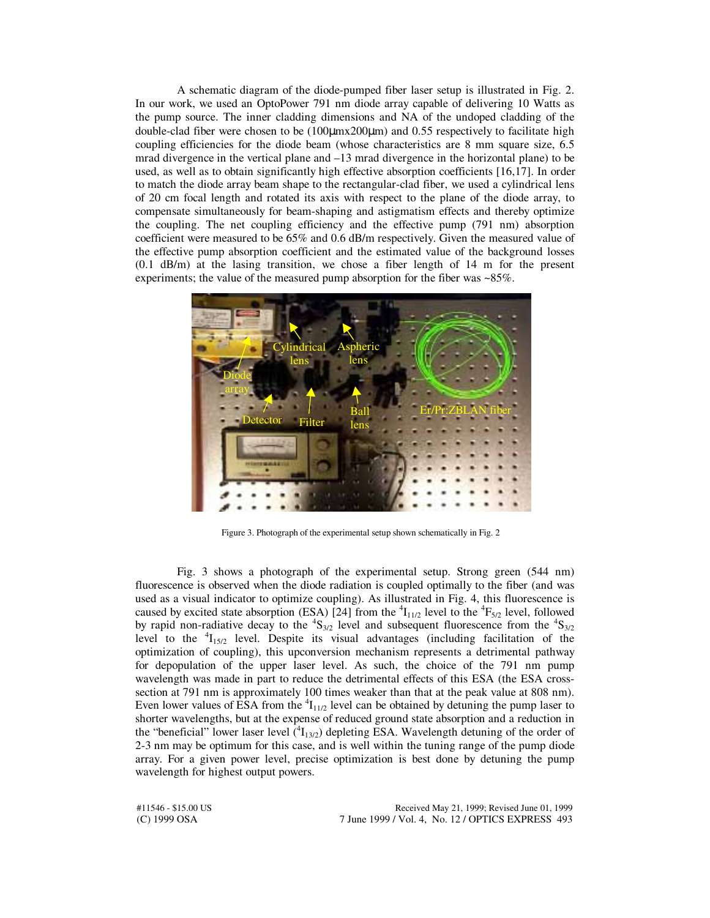A schematic diagram of the diode-pumped fiber laser setup is illustrated in Fig. 2. In our work, we used an OptoPower 791 nm diode array capable of delivering 10 Watts as the pump source. The inner cladding dimensions and NA of the undoped cladding of the double-clad fiber were chosen to be (100μmx200μm) and 0.55 respectively to facilitate high coupling efficiencies for the diode beam (whose characteristics are 8 mm square size, 6.5 mrad divergence in the vertical plane and –13 mrad divergence in the horizontal plane) to be used, as well as to obtain significantly high effective absorption coefficients [16,17]. In order to match the diode array beam shape to the rectangular-clad fiber, we used a cylindrical lens of 20 cm focal length and rotated its axis with respect to the plane of the diode array, to compensate simultaneously for beam-shaping and astigmatism effects and thereby optimize the coupling. The net coupling efficiency and the effective pump (791 nm) absorption coefficient were measured to be 65% and 0.6 dB/m respectively. Given the measured value of the effective pump absorption coefficient and the estimated value of the background losses (0.1 dB/m) at the lasing transition, we chose a fiber length of 14 m for the present experiments; the value of the measured pump absorption for the fiber was ~85%.

Figure 3. Photograph of the experimental setup shown schematically in Fig. 2

Fig. 3 shows a photograph of the experimental setup. Strong green (544 nm) fluorescence is observed when the diode radiation is coupled optimally to the fiber (and was used as a visual indicator to optimize coupling). As illustrated in Fig. 4, this fluorescence is caused by excited state absorption (ESA) [24] from the $^4I_{11/2}$ level to the $^4F_{5/2}$ level, followed by rapid non-radiative decay to the $^4S_{3/2}$ level and subsequent fluorescence from the $^4S_{3/2}$ level to the $^4I_{15/2}$ level. Despite its visual advantages (including facilitation of the optimization of coupling), this upconversion mechanism represents a detrimental pathway for depopulation of the upper laser level. As such, the choice of the 791 nm pump wavelength was made in part to reduce the detrimental effects of this ESA (the ESA cross-section at 791 nm is approximately 100 times weaker than that at the peak value at 808 nm). Even lower values of ESA from the $^4I_{11/2}$ level can be obtained by detuning the pump laser to shorter wavelengths, but at the expense of reduced ground state absorption and a reduction in the "beneficial" lower laser level ($^4I_{13/2}$) depleting ESA. Wavelength detuning of the order of 2-3 nm may be optimum for this case, and is well within the tuning range of the pump diode array. For a given power level, precise optimization is best done by detuning the pump wavelength for highest output powers.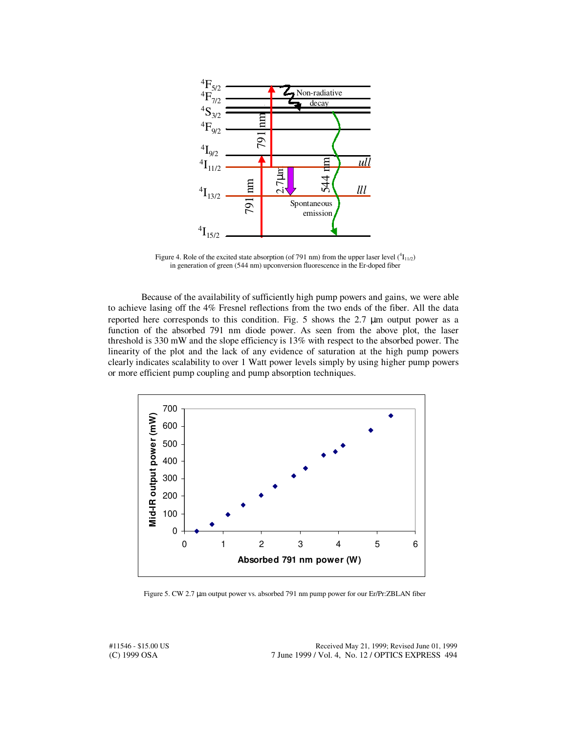Figure 4. Role of the excited state absorption (of 791 nm) from the upper laser level ($^4I_{11/2}$) in generation of green (544 nm) upconversion fluorescence in the Er-doped fiber

Because of the availability of sufficiently high pump powers and gains, we were able to achieve lasing off the 4% Fresnel reflections from the two ends of the fiber. All the data reported here corresponds to this condition. Fig. 5 shows the 2.7 µm output power as a function of the absorbed 791 nm diode power. As seen from the above plot, the laser threshold is 330 mW and the slope efficiency is 13% with respect to the absorbed power. The linearity of the plot and the lack of any evidence of saturation at the high pump powers clearly indicates scalability to over 1 Watt power levels simply by using higher pump powers or more efficient pump coupling and pump absorption techniques.

Figure 5. CW 2.7 µm output power vs. absorbed 791 nm pump power for our Er/Pr:ZBLAN fiber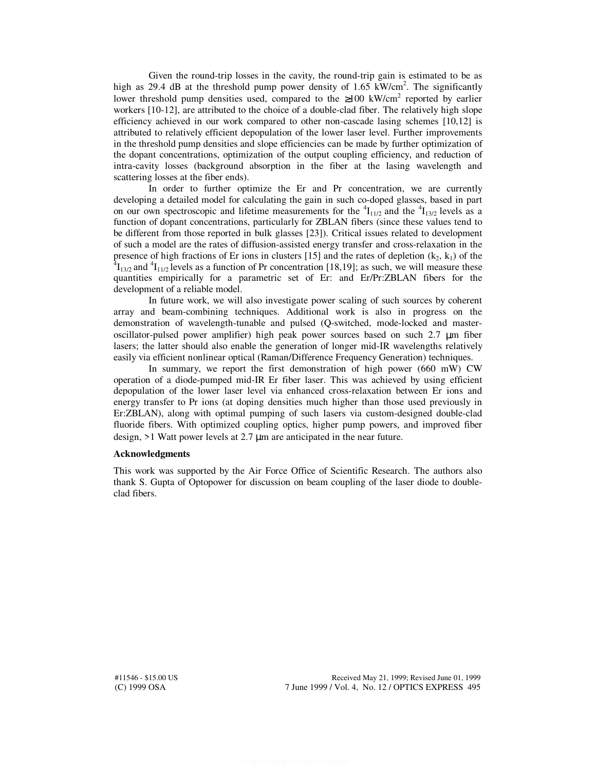Given the round-trip losses in the cavity, the round-trip gain is estimated to be as high as 29.4 dB at the threshold pump power density of 1.65 kW/cm$^2$. The significantly lower threshold pump densities used, compared to the ≥100 kW/cm$^2$ reported by earlier workers [10-12], are attributed to the choice of a double-clad fiber. The relatively high slope efficiency achieved in our work compared to other non-cascade lasing schemes [10,12] is attributed to relatively efficient depopulation of the lower laser level. Further improvements in the threshold pump densities and slope efficiencies can be made by further optimization of the dopant concentrations, optimization of the output coupling efficiency, and reduction of intra-cavity losses (background absorption in the fiber at the lasing wavelength and scattering losses at the fiber ends).

In order to further optimize the Er and Pr concentration, we are currently developing a detailed model for calculating the gain in such co-doped glasses, based in part on our own spectroscopic and lifetime measurements for the $^4I_{11/2}$ and the $^4I_{13/2}$ levels as a function of dopant concentrations, particularly for ZBLAN fibers (since these values tend to be different from those reported in bulk glasses [23]). Critical issues related to development of such a model are the rates of diffusion-assisted energy transfer and cross-relaxation in the presence of high fractions of Er ions in clusters [15] and the rates of depletion ($k_2$, $k_1$) of the $^4I_{13/2}$ and $^4I_{11/2}$ levels as a function of Pr concentration [18,19]; as such, we will measure these quantities empirically for a parametric set of Er: and Er/Pr:ZBLAN fibers for the development of a reliable model.

In future work, we will also investigate power scaling of such sources by coherent array and beam-combining techniques. Additional work is also in progress on the demonstration of wavelength-tunable and pulsed (Q-switched, mode-locked and master-oscillator-pulsed power amplifier) high peak power sources based on such 2.7 μm fiber lasers; the latter should also enable the generation of longer mid-IR wavelengths relatively easily via efficient nonlinear optical (Raman/Difference Frequency Generation) techniques.

In summary, we report the first demonstration of high power (660 mW) CW operation of a diode-pumped mid-IR Er fiber laser. This was achieved by using efficient depopulation of the lower laser level via enhanced cross-relaxation between Er ions and energy transfer to Pr ions (at doping densities much higher than those used previously in Er:ZBLAN), along with optimal pumping of such lasers via custom-designed double-clad fluoride fibers. With optimized coupling optics, higher pump powers, and improved fiber design, >1 Watt power levels at 2.7 μm are anticipated in the near future.

**Acknowledgments**

This work was supported by the Air Force Office of Scientific Research. The authors also thank S. Gupta of Optopower for discussion on beam coupling of the laser diode to double-clad fibers.